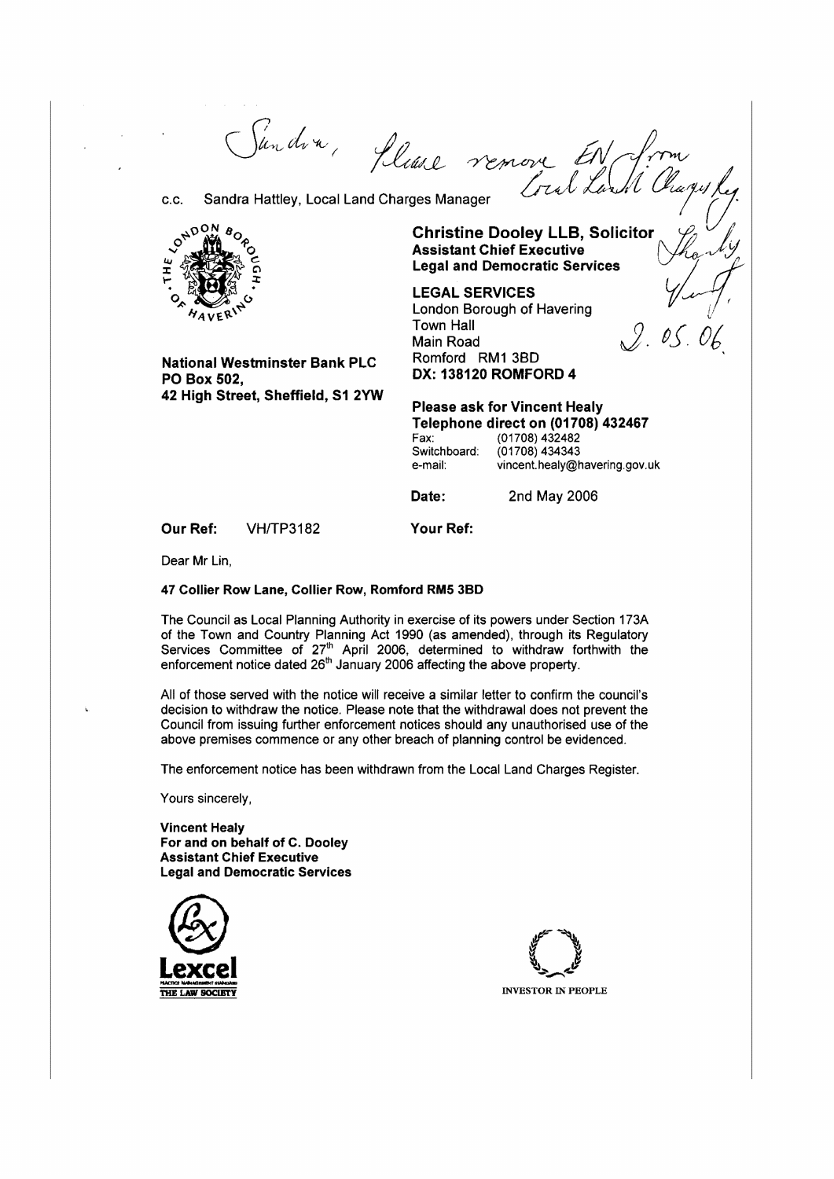Sandra, Please remove EN from Local Land Charges Reg.

c.c. Sandra Hattley, Local Land Charges Manager

Thanks Vin

2.05.06

**Christine Dooley LLB, Solicitor**
**Assistant Chief Executive**
**Legal and Democratic Services**

**LEGAL SERVICES**
London Borough of Havering
Town Hall
Main Road
Romford RM1 3BD
**DX: 138120 ROMFORD 4**

**National Westminster Bank PLC**
**PO Box 502,**
**42 High Street, Sheffield, S1 2YW**

**Please ask for Vincent Healy**
**Telephone direct on (01708) 432467**
Fax: (01708) 432482
Switchboard: (01708) 434343
e-mail: vincent.healy@havering.gov.uk

**Date:** 2nd May 2006

**Our Ref:** VH/TP3182

**Your Ref:**

Dear Mr Lin,

**47 Collier Row Lane, Collier Row, Romford RM5 3BD**

The Council as Local Planning Authority in exercise of its powers under Section 173A of the Town and Country Planning Act 1990 (as amended), through its Regulatory Services Committee of 27th April 2006, determined to withdraw forthwith the enforcement notice dated 26th January 2006 affecting the above property.

All of those served with the notice will receive a similar letter to confirm the council's decision to withdraw the notice. Please note that the withdrawal does not prevent the Council from issuing further enforcement notices should any unauthorised use of the above premises commence or any other breach of planning control be evidenced.

The enforcement notice has been withdrawn from the Local Land Charges Register.

Yours sincerely,

**Vincent Healy**
**For and on behalf of C. Dooley**
**Assistant Chief Executive**
**Legal and Democratic Services**

Lexcel
THE LAW SOCIETY

INVESTOR IN PEOPLE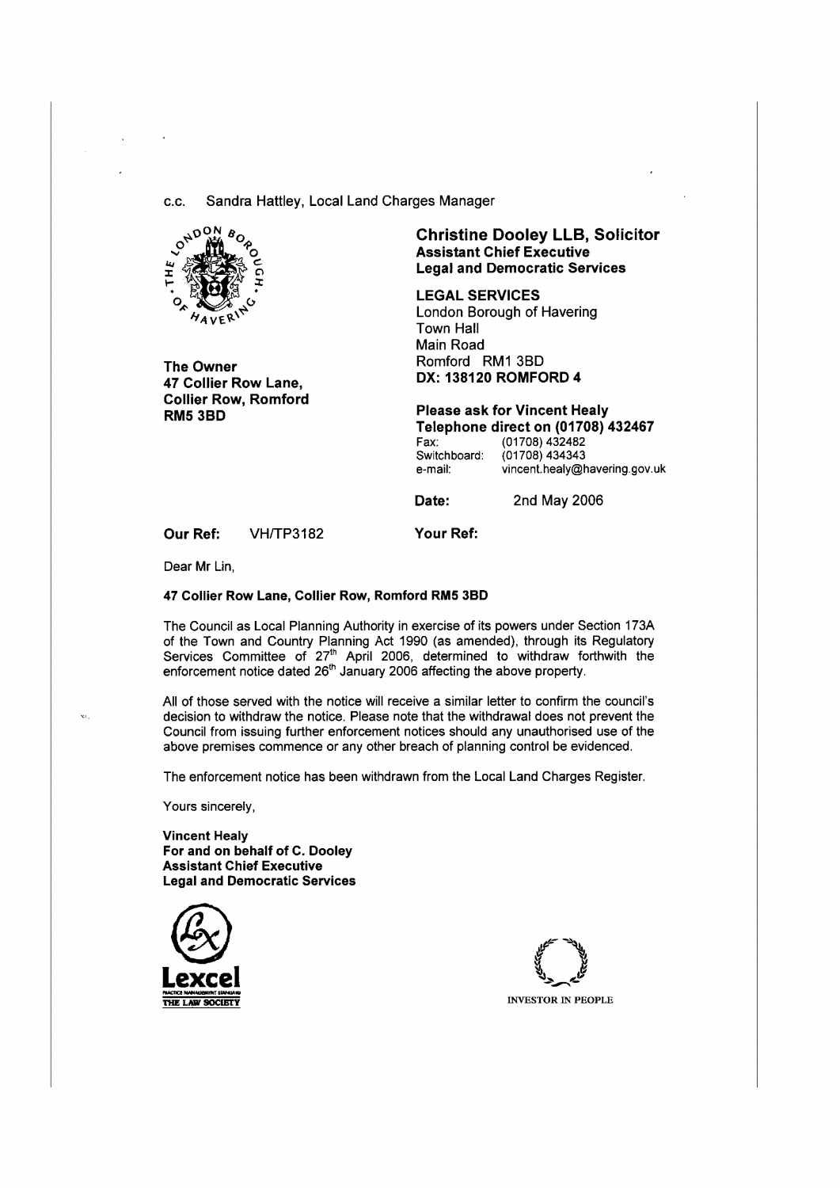c.c. Sandra Hattley, Local Land Charges Manager

**Christine Dooley LLB, Solicitor**
**Assistant Chief Executive**
**Legal and Democratic Services**

**LEGAL SERVICES**
London Borough of Havering
Town Hall
Main Road
Romford RM1 3BD
**DX: 138120 ROMFORD 4**

**The Owner**
**47 Collier Row Lane,**
**Collier Row, Romford**
**RM5 3BD**

**Please ask for Vincent Healy**
**Telephone direct on (01708) 432467**
Fax: (01708) 432482
Switchboard: (01708) 434343
e-mail: vincent.healy@havering.gov.uk

**Date:** 2nd May 2006

**Our Ref:** VH/TP3182 **Your Ref:**

Dear Mr Lin,

**47 Collier Row Lane, Collier Row, Romford RM5 3BD**

The Council as Local Planning Authority in exercise of its powers under Section 173A of the Town and Country Planning Act 1990 (as amended), through its Regulatory Services Committee of 27th April 2006, determined to withdraw forthwith the enforcement notice dated 26th January 2006 affecting the above property.

All of those served with the notice will receive a similar letter to confirm the council's decision to withdraw the notice. Please note that the withdrawal does not prevent the Council from issuing further enforcement notices should any unauthorised use of the above premises commence or any other breach of planning control be evidenced.

The enforcement notice has been withdrawn from the Local Land Charges Register.

Yours sincerely,

**Vincent Healy**
**For and on behalf of C. Dooley**
**Assistant Chief Executive**
**Legal and Democratic Services**

Lexcel
PRACTICE MANAGEMENT STANDARD
THE LAW SOCIETY

INVESTOR IN PEOPLE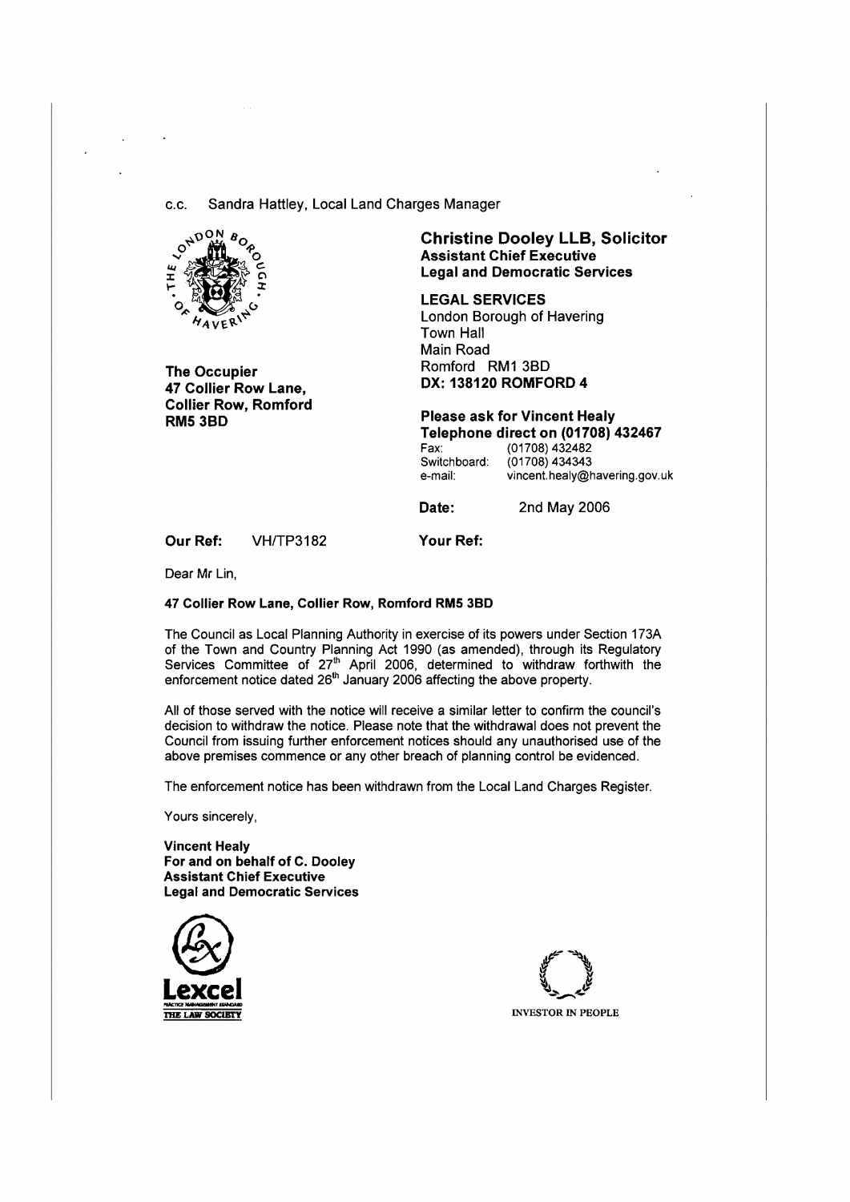c.c. Sandra Hattley, Local Land Charges Manager

**Christine Dooley LLB, Solicitor**
**Assistant Chief Executive**
**Legal and Democratic Services**

**LEGAL SERVICES**
London Borough of Havering
Town Hall
Main Road
Romford RM1 3BD
**DX: 138120 ROMFORD 4**

**The Occupier**
**47 Collier Row Lane,**
**Collier Row, Romford**
**RM5 3BD**

**Please ask for Vincent Healy**
**Telephone direct on (01708) 432467**
Fax: (01708) 432482
Switchboard: (01708) 434343
e-mail: vincent.healy@havering.gov.uk

**Date:** 2nd May 2006

**Our Ref:** VH/TP3182 **Your Ref:**

Dear Mr Lin,

**47 Collier Row Lane, Collier Row, Romford RM5 3BD**

The Council as Local Planning Authority in exercise of its powers under Section 173A of the Town and Country Planning Act 1990 (as amended), through its Regulatory Services Committee of 27th April 2006, determined to withdraw forthwith the enforcement notice dated 26th January 2006 affecting the above property.

All of those served with the notice will receive a similar letter to confirm the council's decision to withdraw the notice. Please note that the withdrawal does not prevent the Council from issuing further enforcement notices should any unauthorised use of the above premises commence or any other breach of planning control be evidenced.

The enforcement notice has been withdrawn from the Local Land Charges Register.

Yours sincerely,

**Vincent Healy**
**For and on behalf of C. Dooley**
**Assistant Chief Executive**
**Legal and Democratic Services**

Lexcel
THE LAW SOCIETY

INVESTOR IN PEOPLE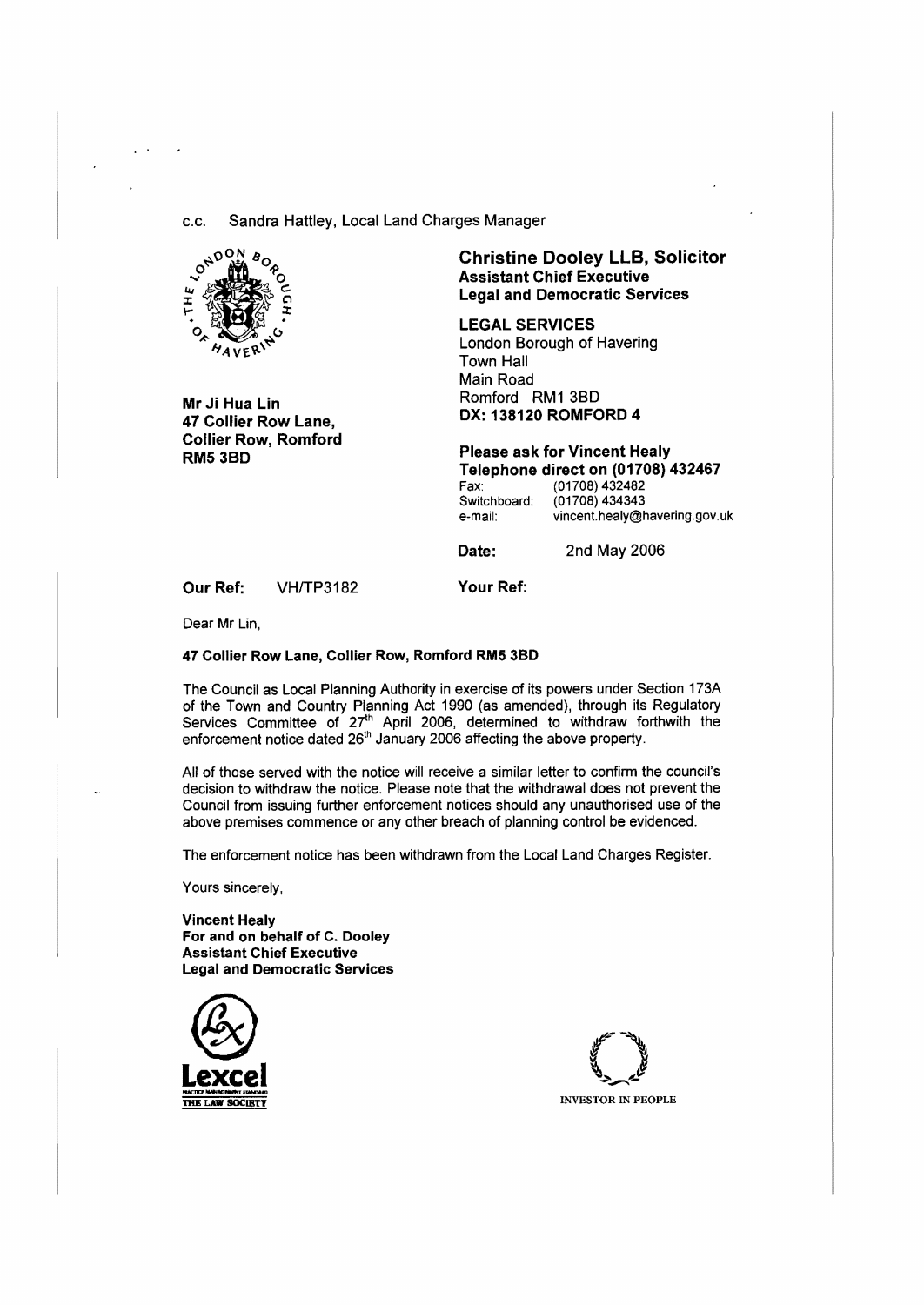c.c. Sandra Hattley, Local Land Charges Manager

**Mr Ji Hua Lin**
**47 Collier Row Lane,**
**Collier Row, Romford**
**RM5 3BD**

**Christine Dooley LLB, Solicitor**
**Assistant Chief Executive**
**Legal and Democratic Services**

**LEGAL SERVICES**
London Borough of Havering
Town Hall
Main Road
Romford RM1 3BD
**DX: 138120 ROMFORD 4**

**Please ask for Vincent Healy**
**Telephone direct on (01708) 432467**
Fax: (01708) 432482
Switchboard: (01708) 434343
e-mail: vincent.healy@havering.gov.uk

**Date:** 2nd May 2006

**Our Ref:** VH/TP3182

**Your Ref:**

Dear Mr Lin,

**47 Collier Row Lane, Collier Row, Romford RM5 3BD**

The Council as Local Planning Authority in exercise of its powers under Section 173A of the Town and Country Planning Act 1990 (as amended), through its Regulatory Services Committee of 27th April 2006, determined to withdraw forthwith the enforcement notice dated 26th January 2006 affecting the above property.

All of those served with the notice will receive a similar letter to confirm the council's decision to withdraw the notice. Please note that the withdrawal does not prevent the Council from issuing further enforcement notices should any unauthorised use of the above premises commence or any other breach of planning control be evidenced.

The enforcement notice has been withdrawn from the Local Land Charges Register.

Yours sincerely,

**Vincent Healy**
**For and on behalf of C. Dooley**
**Assistant Chief Executive**
**Legal and Democratic Services**

Lexcel
THE LAW SOCIETY

INVESTOR IN PEOPLE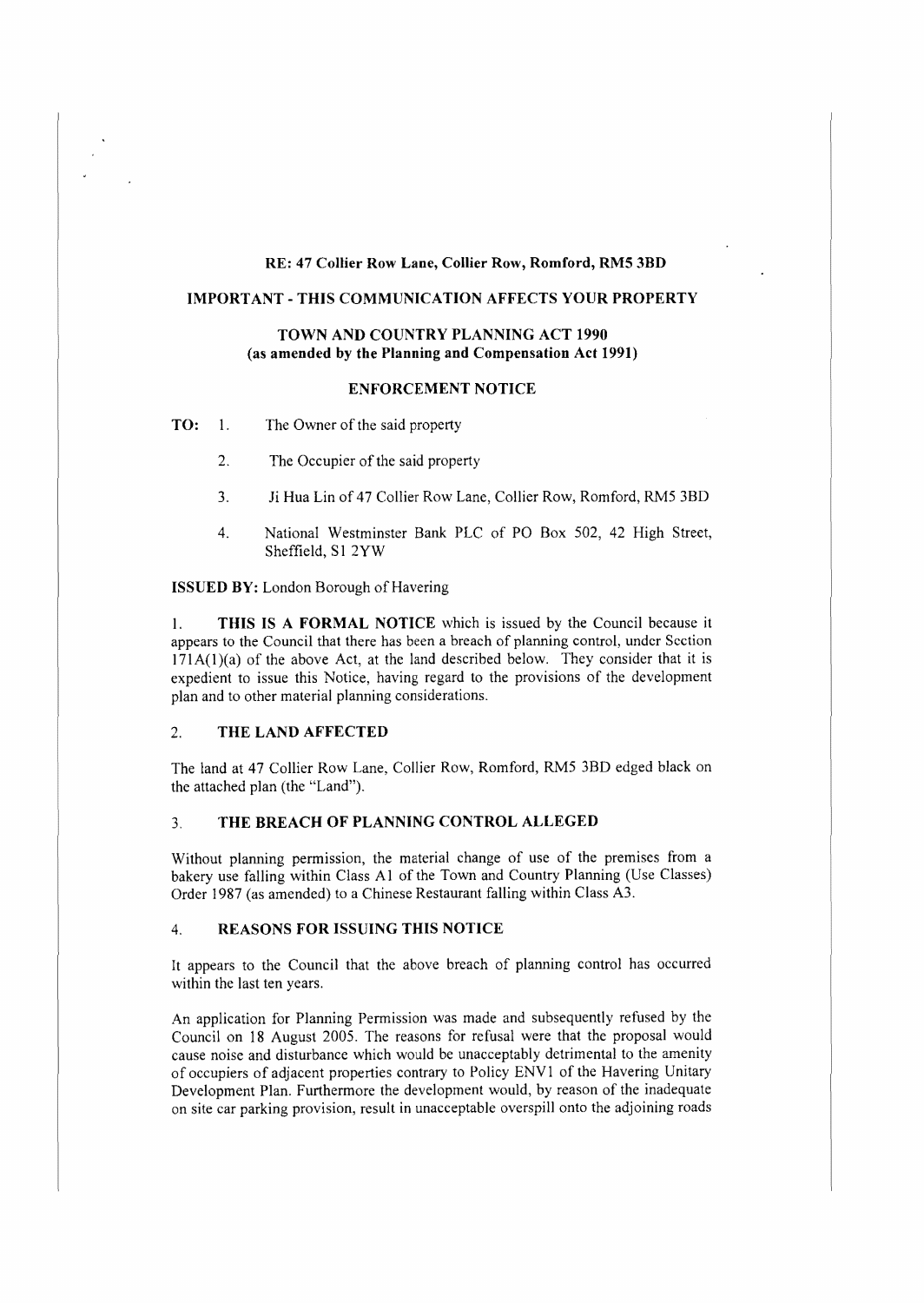**RE: 47 Collier Row Lane, Collier Row, Romford, RM5 3BD**

**IMPORTANT - THIS COMMUNICATION AFFECTS YOUR PROPERTY**

**TOWN AND COUNTRY PLANNING ACT 1990**
**(as amended by the Planning and Compensation Act 1991)**

**ENFORCEMENT NOTICE**

**TO:** 1. The Owner of the said property

2. The Occupier of the said property

3. Ji Hua Lin of 47 Collier Row Lane, Collier Row, Romford, RM5 3BD

4. National Westminster Bank PLC of PO Box 502, 42 High Street, Sheffield, S1 2YW

**ISSUED BY:** London Borough of Havering

1. **THIS IS A FORMAL NOTICE** which is issued by the Council because it appears to the Council that there has been a breach of planning control, under Section 171A(1)(a) of the above Act, at the land described below. They consider that it is expedient to issue this Notice, having regard to the provisions of the development plan and to other material planning considerations.

## 2. THE LAND AFFECTED

The land at 47 Collier Row Lane, Collier Row, Romford, RM5 3BD edged black on the attached plan (the "Land").

## 3. THE BREACH OF PLANNING CONTROL ALLEGED

Without planning permission, the material change of use of the premises from a bakery use falling within Class A1 of the Town and Country Planning (Use Classes) Order 1987 (as amended) to a Chinese Restaurant falling within Class A3.

## 4. REASONS FOR ISSUING THIS NOTICE

It appears to the Council that the above breach of planning control has occurred within the last ten years.

An application for Planning Permission was made and subsequently refused by the Council on 18 August 2005. The reasons for refusal were that the proposal would cause noise and disturbance which would be unacceptably detrimental to the amenity of occupiers of adjacent properties contrary to Policy ENV1 of the Havering Unitary Development Plan. Furthermore the development would, by reason of the inadequate on site car parking provision, result in unacceptable overspill onto the adjoining roads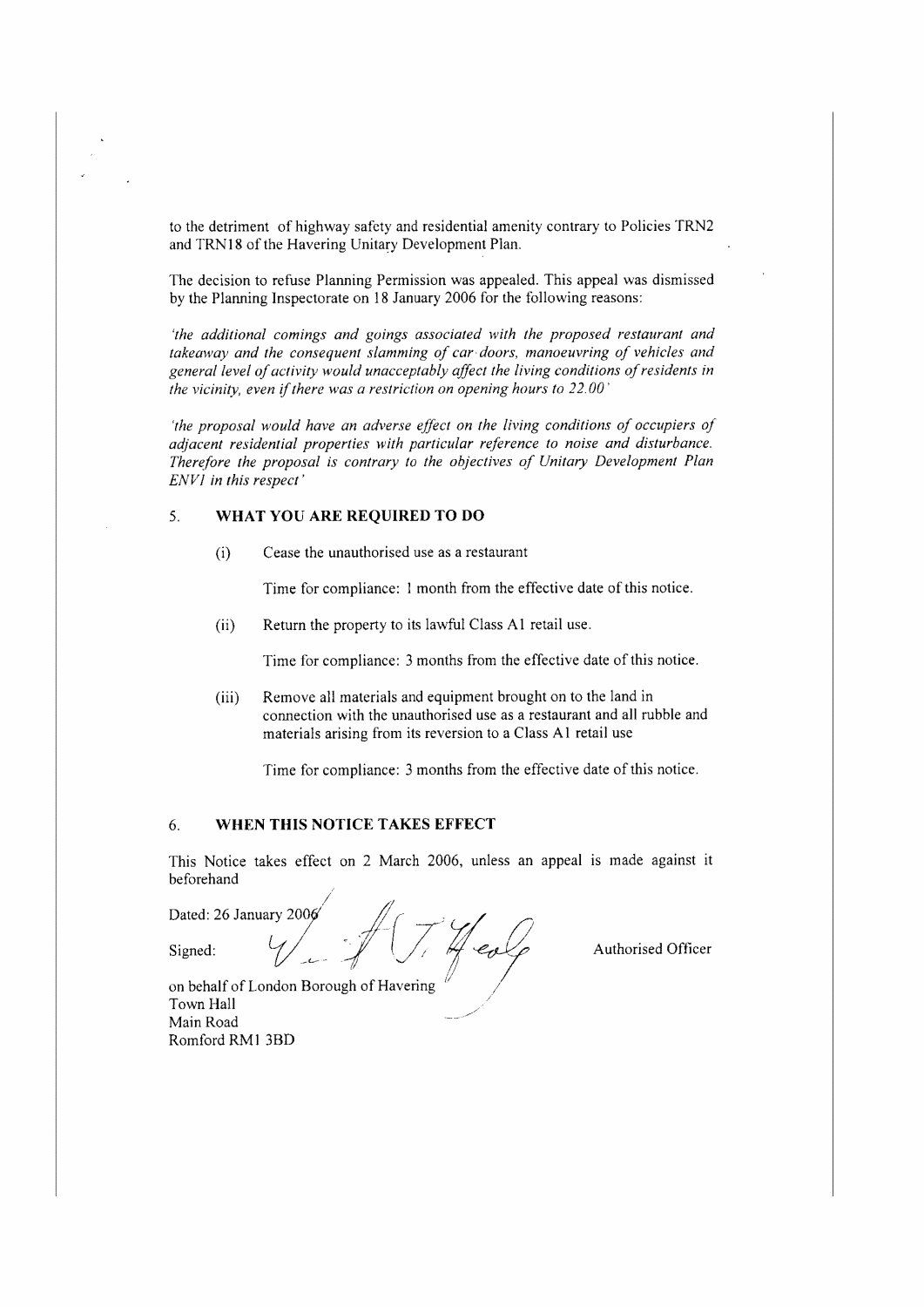to the detriment of highway safety and residential amenity contrary to Policies TRN2 and TRN18 of the Havering Unitary Development Plan.

The decision to refuse Planning Permission was appealed. This appeal was dismissed by the Planning Inspectorate on 18 January 2006 for the following reasons:

*'the additional comings and goings associated with the proposed restaurant and takeaway and the consequent slamming of car doors, manoeuvring of vehicles and general level of activity would unacceptably affect the living conditions of residents in the vicinity, even if there was a restriction on opening hours to 22.00'*

*'the proposal would have an adverse effect on the living conditions of occupiers of adjacent residential properties with particular reference to noise and disturbance. Therefore the proposal is contrary to the objectives of Unitary Development Plan ENV1 in this respect'*

## 5. WHAT YOU ARE REQUIRED TO DO

(i) Cease the unauthorised use as a restaurant

Time for compliance: 1 month from the effective date of this notice.

(ii) Return the property to its lawful Class A1 retail use.

Time for compliance: 3 months from the effective date of this notice.

(iii) Remove all materials and equipment brought on to the land in connection with the unauthorised use as a restaurant and all rubble and materials arising from its reversion to a Class A1 retail use

Time for compliance: 3 months from the effective date of this notice.

## 6. WHEN THIS NOTICE TAKES EFFECT

This Notice takes effect on 2 March 2006, unless an appeal is made against it beforehand

Dated: 26 January 2006

Signed: Authorised Officer

on behalf of London Borough of Havering
Town Hall
Main Road
Romford RM1 3BD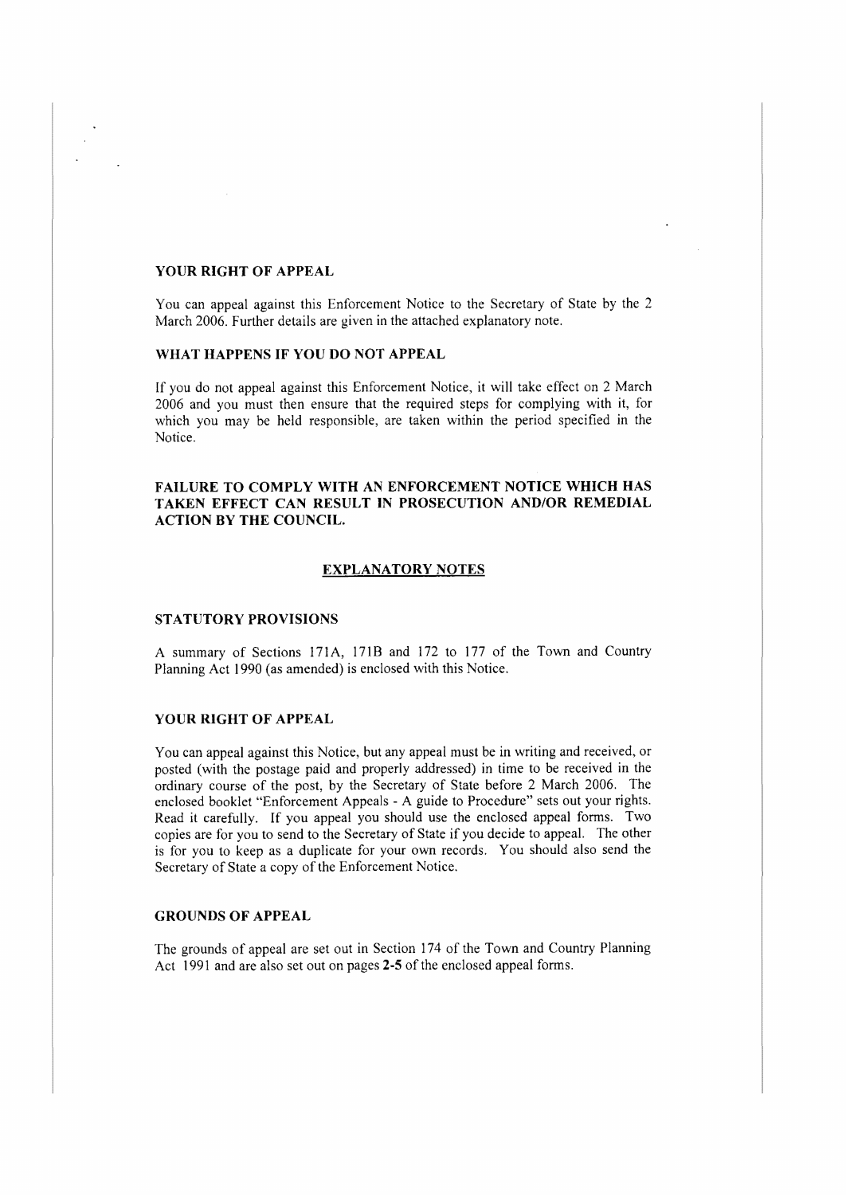### YOUR RIGHT OF APPEAL

You can appeal against this Enforcement Notice to the Secretary of State by the 2 March 2006. Further details are given in the attached explanatory note.

### WHAT HAPPENS IF YOU DO NOT APPEAL

If you do not appeal against this Enforcement Notice, it will take effect on 2 March 2006 and you must then ensure that the required steps for complying with it, for which you may be held responsible, are taken within the period specified in the Notice.

**FAILURE TO COMPLY WITH AN ENFORCEMENT NOTICE WHICH HAS TAKEN EFFECT CAN RESULT IN PROSECUTION AND/OR REMEDIAL ACTION BY THE COUNCIL.**

## EXPLANATORY NOTES

### STATUTORY PROVISIONS

A summary of Sections 171A, 171B and 172 to 177 of the Town and Country Planning Act 1990 (as amended) is enclosed with this Notice.

### YOUR RIGHT OF APPEAL

You can appeal against this Notice, but any appeal must be in writing and received, or posted (with the postage paid and properly addressed) in time to be received in the ordinary course of the post, by the Secretary of State before 2 March 2006. The enclosed booklet "Enforcement Appeals - A guide to Procedure" sets out your rights. Read it carefully. If you appeal you should use the enclosed appeal forms. Two copies are for you to send to the Secretary of State if you decide to appeal. The other is for you to keep as a duplicate for your own records. You should also send the Secretary of State a copy of the Enforcement Notice.

### GROUNDS OF APPEAL

The grounds of appeal are set out in Section 174 of the Town and Country Planning Act 1991 and are also set out on pages **2-5** of the enclosed appeal forms.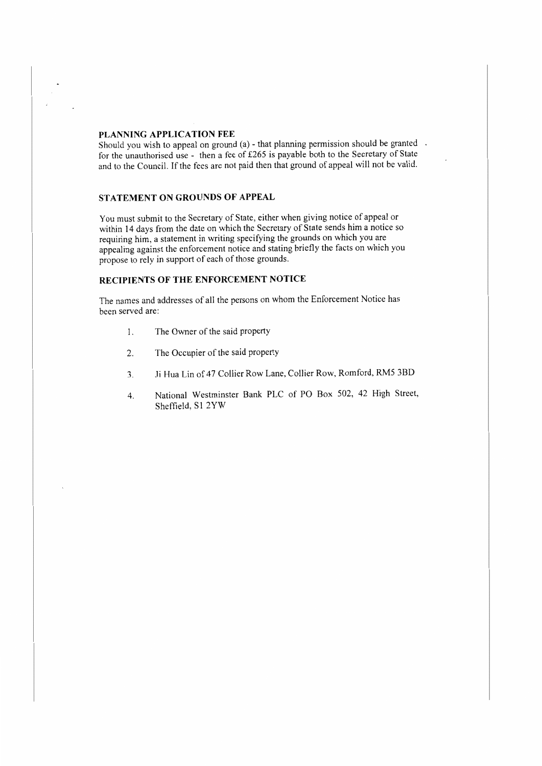## PLANNING APPLICATION FEE

Should you wish to appeal on ground (a) - that planning permission should be granted for the unauthorised use - then a fee of £265 is payable both to the Secretary of State and to the Council. If the fees are not paid then that ground of appeal will not be valid.

## STATEMENT ON GROUNDS OF APPEAL

You must submit to the Secretary of State, either when giving notice of appeal or within 14 days from the date on which the Secretary of State sends him a notice so requiring him, a statement in writing specifying the grounds on which you are appealing against the enforcement notice and stating briefly the facts on which you propose to rely in support of each of those grounds.

## RECIPIENTS OF THE ENFORCEMENT NOTICE

The names and addresses of all the persons on whom the Enforcement Notice has been served are:

1. The Owner of the said property
2. The Occupier of the said property
3. Ji Hua Lin of 47 Collier Row Lane, Collier Row, Romford, RM5 3BD
4. National Westminster Bank PLC of PO Box 502, 42 High Street, Sheffield, S1 2YW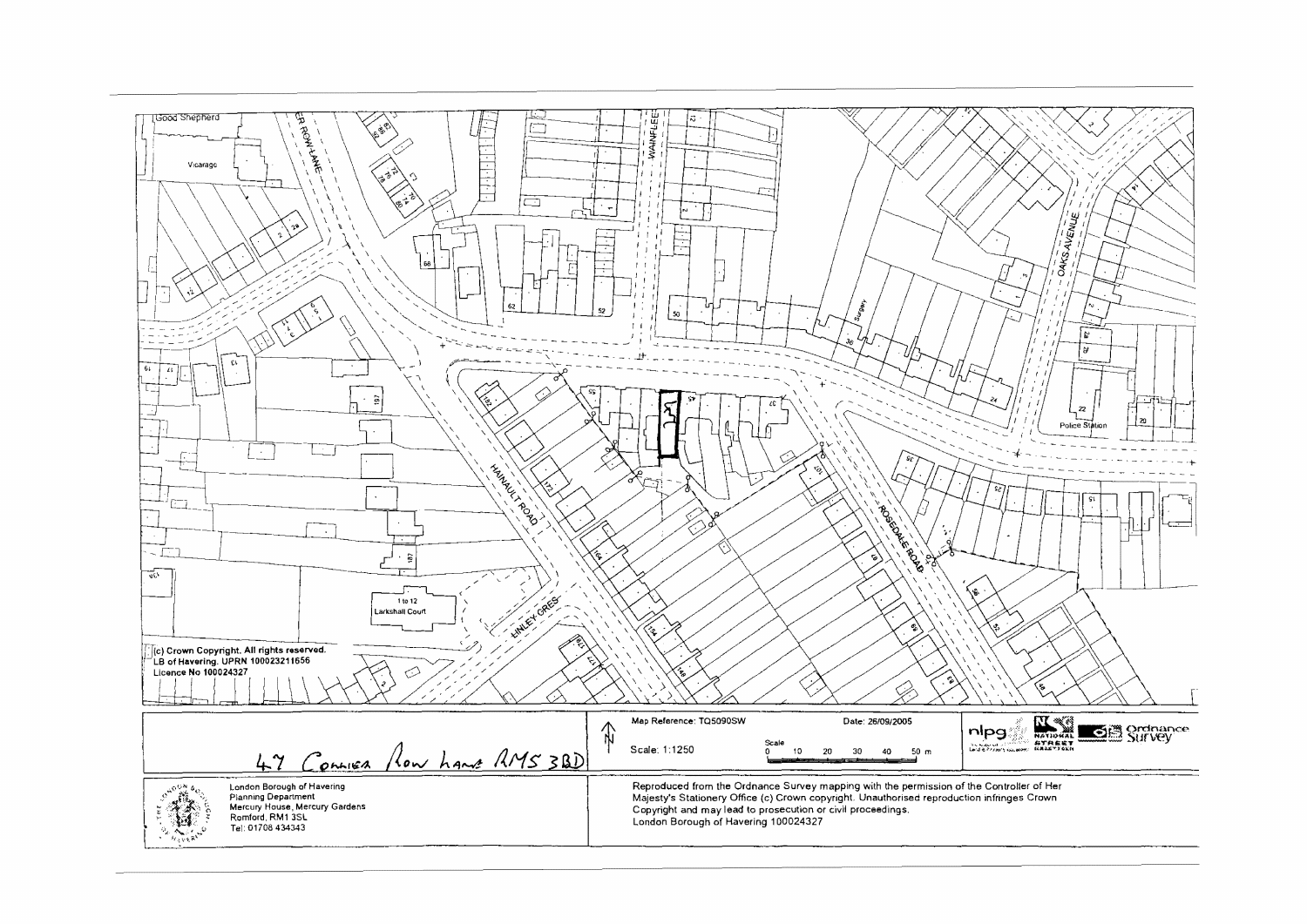(c) Crown Copyright. All rights reserved.
LB of Havering. UPRN 100023211656
Licence No 100024327

47 Collier Row Lane RM5 3BD

Map Reference: TQ5090SW

Date: 26/09/2005

Scale: 1:1250

Scale
0 10 20 30 40 50 m

London Borough of Havering
Planning Department
Mercury House, Mercury Gardens
Romford, RM1 3SL
Tel: 01708 434343

Reproduced from the Ordnance Survey mapping with the permission of the Controller of Her Majesty's Stationery Office (c) Crown copyright. Unauthorised reproduction infringes Crown Copyright and may lead to prosecution or civil proceedings.
London Borough of Havering 100024327